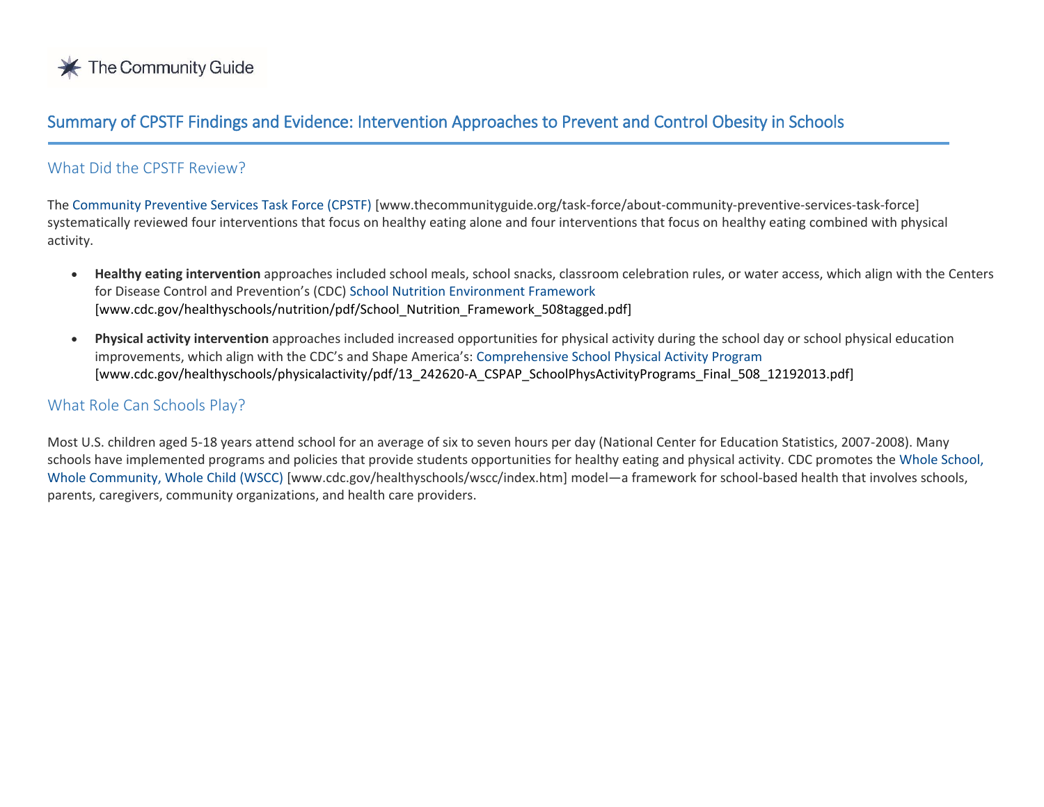The Community Guide

# Summary of CPSTF Findings and Evidence: Intervention Approaches to Prevent and Control Obesity in Schools

## What Did the CPSTF Review?

The Community Preventive Services Task Force (CPSTF) [www.thecommunityguide.org/task-force/about-community-preventive-services-task-force] systematically reviewed four interventions that focus on healthy eating alone and four interventions that focus on healthy eating combined with physical activity.

- **Healthy eating intervention** approaches included school meals, school snacks, classroom celebration rules, or water access, which align with the Centers for Disease Control and Prevention's (CDC) School Nutrition Environment Framework [www.cdc.gov/healthyschools/nutrition/pdf/School_Nutrition_Framework_508tagged.pdf]
- **Physical activity intervention** approaches included increased opportunities for physical activity during the school day or school physical education improvements, which align with the CDC's and Shape America's: Comprehensive School Physical Activity Program [www.cdc.gov/healthyschools/physicalactivity/pdf/13_242620-A_CSPAP_SchoolPhysActivityPrograms_Final_508_12192013.pdf]

## What Role Can Schools Play?

Most U.S. children aged 5-18 years attend school for an average of six to seven hours per day (National Center for Education Statistics, 2007-2008). Many schools have implemented programs and policies that provide students opportunities for healthy eating and physical activity. CDC promotes the Whole School, Whole Community, Whole Child (WSCC) [www.cdc.gov/healthyschools/wscc/index.htm] model—a framework for school-based health that involves schools, parents, caregivers, community organizations, and health care providers.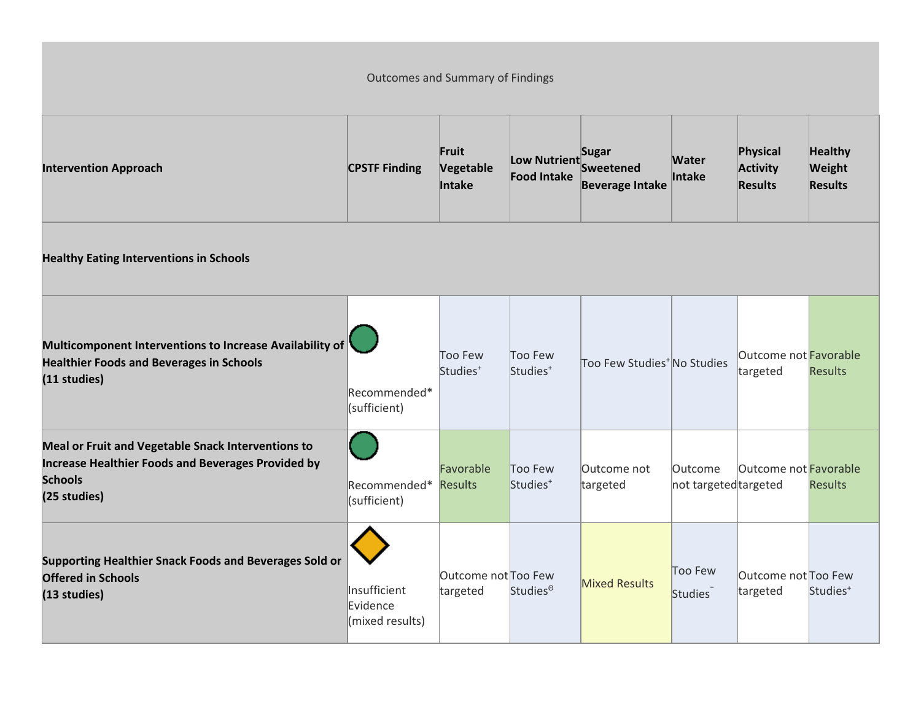| Outcomes and Summary of Findings | | | | | | | |
|---|---|---|---|---|---|---|---|
| **Intervention Approach** | **CPSTF Finding** | **Fruit Vegetable Intake** | **Low Nutrient Food Intake** | **Sugar Sweetened Beverage Intake** | **Water Intake** | **Physical Activity Results** | **Healthy Weight Results** |
| **Healthy Eating Interventions in Schools** | | | | | | | |
| **Multicomponent Interventions to Increase Availability of Healthier Foods and Beverages in Schools (11 studies)** | Recommended* (sufficient) | Too Few Studies⁺ | Too Few Studies⁺ | Too Few Studies⁺ | No Studies | Outcome not targeted | Favorable Results |
| **Meal or Fruit and Vegetable Snack Interventions to Increase Healthier Foods and Beverages Provided by Schools (25 studies)** | Recommended* (sufficient) | Favorable Results | Too Few Studies⁺ | Outcome not targeted | Outcome not targeted | Outcome not targeted | Favorable Results |
| **Supporting Healthier Snack Foods and Beverages Sold or Offered in Schools (13 studies)** | Insufficient Evidence (mixed results) | Outcome not targeted | Too Few Studies⊖ | Mixed Results | Too Few Studies⁻ | Outcome not targeted | Too Few Studies⁺ |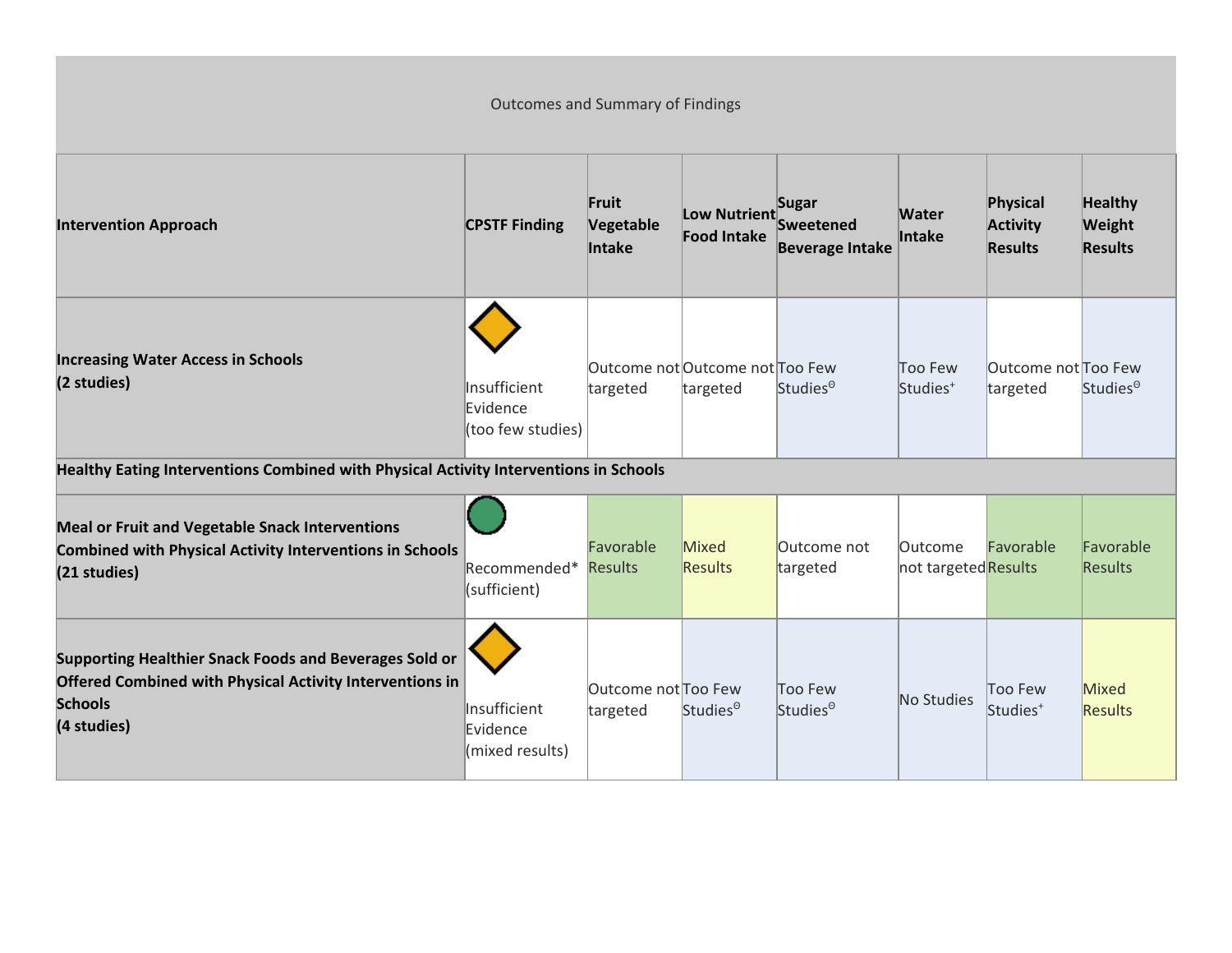Outcomes and Summary of Findings

| Intervention Approach | CPSTF Finding | Fruit Vegetable Intake | Low Nutrient Food Intake | Sugar Sweetened Beverage Intake | Water Intake | Physical Activity Results | Healthy Weight Results |
|---|---|---|---|---|---|---|---|
| **Increasing Water Access in Schools (2 studies)** | Insufficient Evidence (too few studies) | Outcome not targeted | Outcome not targeted | Too Few Studies[⊖] | Too Few Studies[+] | Outcome not targeted | Too Few Studies[⊖] |
| **Healthy Eating Interventions Combined with Physical Activity Interventions in Schools** | | | | | | | |
| **Meal or Fruit and Vegetable Snack Interventions Combined with Physical Activity Interventions in Schools (21 studies)** | Recommended* (sufficient) | Favorable Results | Mixed Results | Outcome not targeted | Outcome not targeted | Favorable Results | Favorable Results |
| **Supporting Healthier Snack Foods and Beverages Sold or Offered Combined with Physical Activity Interventions in Schools (4 studies)** | Insufficient Evidence (mixed results) | Outcome not targeted | Too Few Studies[⊖] | Too Few Studies[⊖] | No Studies | Too Few Studies[+] | Mixed Results |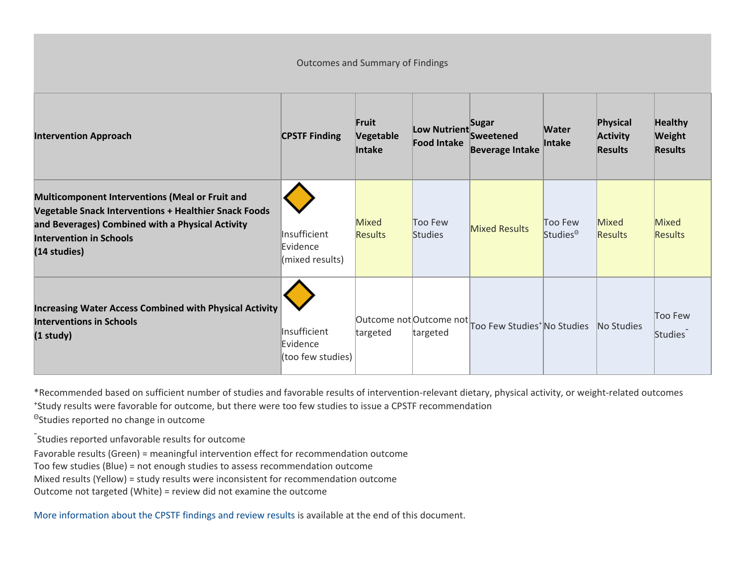| Outcomes and Summary of Findings | | | | | | | |
|---|---|---|---|---|---|---|---|
| **Intervention Approach** | **CPSTF Finding** | **Fruit Vegetable Intake** | **Low Nutrient Food Intake** | **Sugar Sweetened Beverage Intake** | **Water Intake** | **Physical Activity Results** | **Healthy Weight Results** |
| **Multicomponent Interventions (Meal or Fruit and Vegetable Snack Interventions + Healthier Snack Foods and Beverages) Combined with a Physical Activity Intervention in Schools (14 studies)** | Insufficient Evidence (mixed results) | Mixed Results | Too Few Studies | Mixed Results | Too Few Studies[⊖] | Mixed Results | Mixed Results |
| **Increasing Water Access Combined with Physical Activity Interventions in Schools (1 study)** | Insufficient Evidence (too few studies) | Outcome not targeted | Outcome not targeted | Too Few Studies[+] | No Studies | No Studies | Too Few Studies[-] |

*Recommended based on sufficient number of studies and favorable results of intervention-relevant dietary, physical activity, or weight-related outcomes

[+]Study results were favorable for outcome, but there were too few studies to issue a CPSTF recommendation

[⊖]Studies reported no change in outcome

[-]Studies reported unfavorable results for outcome

Favorable results (Green) = meaningful intervention effect for recommendation outcome

Too few studies (Blue) = not enough studies to assess recommendation outcome

Mixed results (Yellow) = study results were inconsistent for recommendation outcome

Outcome not targeted (White) = review did not examine the outcome

More information about the CPSTF findings and review results is available at the end of this document.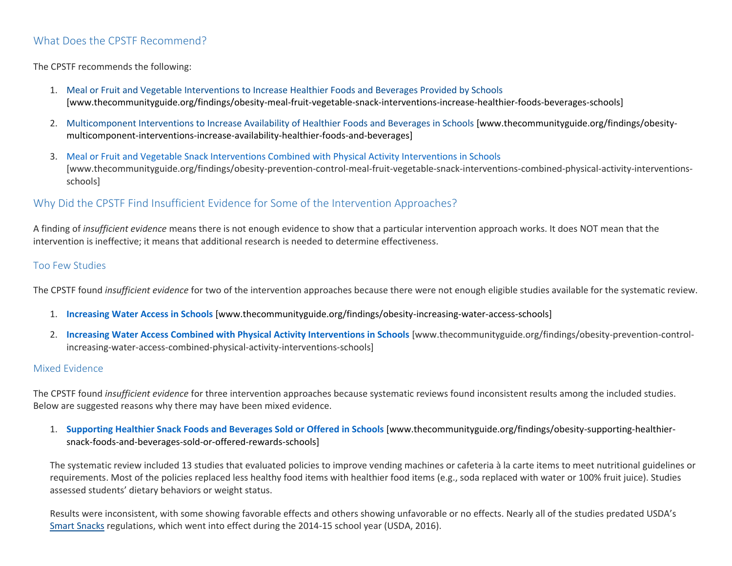## What Does the CPSTF Recommend?

The CPSTF recommends the following:

1. Meal or Fruit and Vegetable Interventions to Increase Healthier Foods and Beverages Provided by Schools [www.thecommunityguide.org/findings/obesity-meal-fruit-vegetable-snack-interventions-increase-healthier-foods-beverages-schools]
2. Multicomponent Interventions to Increase Availability of Healthier Foods and Beverages in Schools [www.thecommunityguide.org/findings/obesity-multicomponent-interventions-increase-availability-healthier-foods-and-beverages]
3. Meal or Fruit and Vegetable Snack Interventions Combined with Physical Activity Interventions in Schools [www.thecommunityguide.org/findings/obesity-prevention-control-meal-fruit-vegetable-snack-interventions-combined-physical-activity-interventions-schools]

## Why Did the CPSTF Find Insufficient Evidence for Some of the Intervention Approaches?

A finding of *insufficient evidence* means there is not enough evidence to show that a particular intervention approach works. It does NOT mean that the intervention is ineffective; it means that additional research is needed to determine effectiveness.

### Too Few Studies

The CPSTF found *insufficient evidence* for two of the intervention approaches because there were not enough eligible studies available for the systematic review.

1. **Increasing Water Access in Schools** [www.thecommunityguide.org/findings/obesity-increasing-water-access-schools]
2. **Increasing Water Access Combined with Physical Activity Interventions in Schools** [www.thecommunityguide.org/findings/obesity-prevention-control-increasing-water-access-combined-physical-activity-interventions-schools]

### Mixed Evidence

The CPSTF found *insufficient evidence* for three intervention approaches because systematic reviews found inconsistent results among the included studies. Below are suggested reasons why there may have been mixed evidence.

1. **Supporting Healthier Snack Foods and Beverages Sold or Offered in Schools** [www.thecommunityguide.org/findings/obesity-supporting-healthier-snack-foods-and-beverages-sold-or-offered-rewards-schools]

   The systematic review included 13 studies that evaluated policies to improve vending machines or cafeteria à la carte items to meet nutritional guidelines or requirements. Most of the policies replaced less healthy food items with healthier food items (e.g., soda replaced with water or 100% fruit juice). Studies assessed students' dietary behaviors or weight status.

   Results were inconsistent, with some showing favorable effects and others showing unfavorable or no effects. Nearly all of the studies predated USDA's Smart Snacks regulations, which went into effect during the 2014-15 school year (USDA, 2016).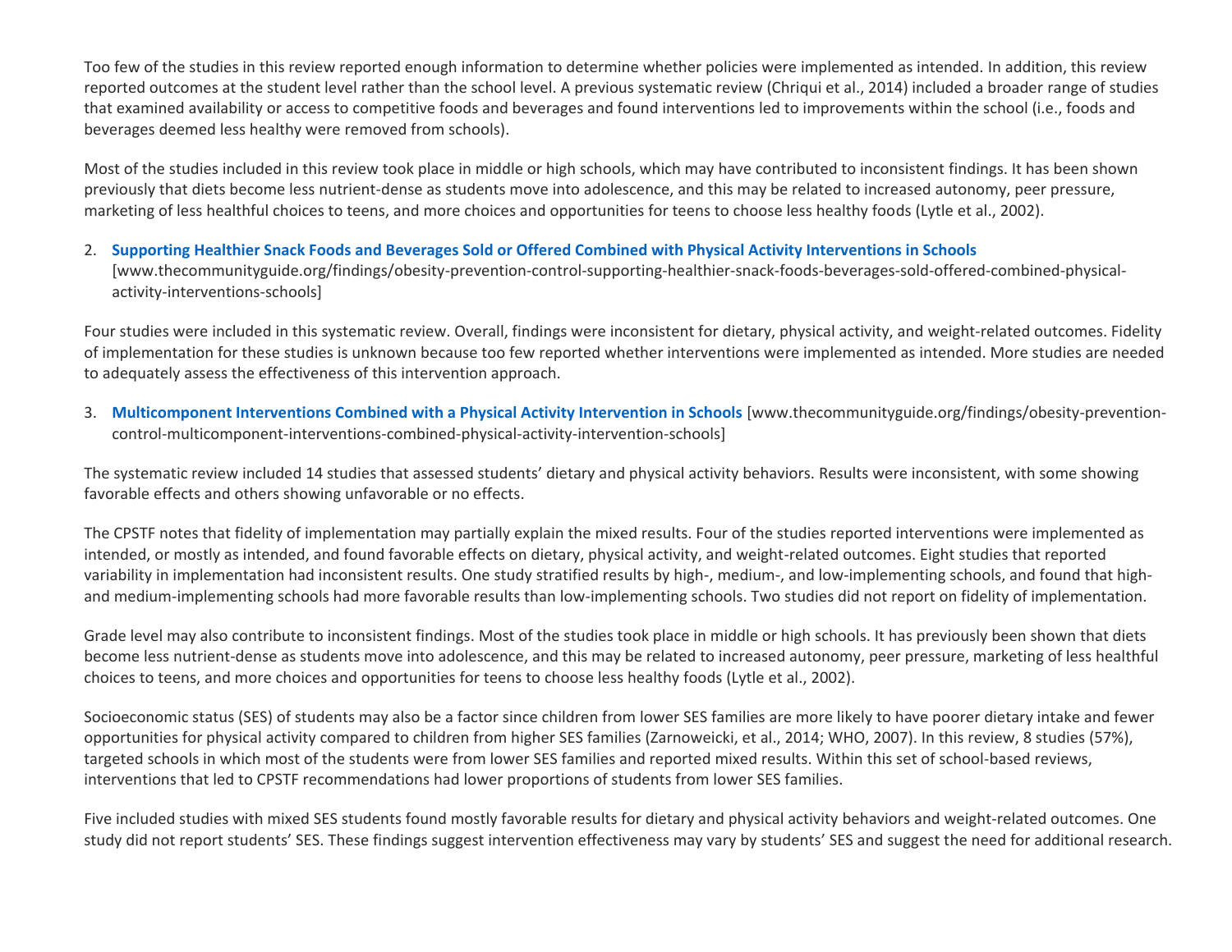Too few of the studies in this review reported enough information to determine whether policies were implemented as intended. In addition, this review reported outcomes at the student level rather than the school level. A previous systematic review (Chriqui et al., 2014) included a broader range of studies that examined availability or access to competitive foods and beverages and found interventions led to improvements within the school (i.e., foods and beverages deemed less healthy were removed from schools).

Most of the studies included in this review took place in middle or high schools, which may have contributed to inconsistent findings. It has been shown previously that diets become less nutrient-dense as students move into adolescence, and this may be related to increased autonomy, peer pressure, marketing of less healthful choices to teens, and more choices and opportunities for teens to choose less healthy foods (Lytle et al., 2002).

2. **Supporting Healthier Snack Foods and Beverages Sold or Offered Combined with Physical Activity Interventions in Schools** [www.thecommunityguide.org/findings/obesity-prevention-control-supporting-healthier-snack-foods-beverages-sold-offered-combined-physical-activity-interventions-schools]

Four studies were included in this systematic review. Overall, findings were inconsistent for dietary, physical activity, and weight-related outcomes. Fidelity of implementation for these studies is unknown because too few reported whether interventions were implemented as intended. More studies are needed to adequately assess the effectiveness of this intervention approach.

3. **Multicomponent Interventions Combined with a Physical Activity Intervention in Schools** [www.thecommunityguide.org/findings/obesity-prevention-control-multicomponent-interventions-combined-physical-activity-intervention-schools]

The systematic review included 14 studies that assessed students' dietary and physical activity behaviors. Results were inconsistent, with some showing favorable effects and others showing unfavorable or no effects.

The CPSTF notes that fidelity of implementation may partially explain the mixed results. Four of the studies reported interventions were implemented as intended, or mostly as intended, and found favorable effects on dietary, physical activity, and weight-related outcomes. Eight studies that reported variability in implementation had inconsistent results. One study stratified results by high-, medium-, and low-implementing schools, and found that high- and medium-implementing schools had more favorable results than low-implementing schools. Two studies did not report on fidelity of implementation.

Grade level may also contribute to inconsistent findings. Most of the studies took place in middle or high schools. It has previously been shown that diets become less nutrient-dense as students move into adolescence, and this may be related to increased autonomy, peer pressure, marketing of less healthful choices to teens, and more choices and opportunities for teens to choose less healthy foods (Lytle et al., 2002).

Socioeconomic status (SES) of students may also be a factor since children from lower SES families are more likely to have poorer dietary intake and fewer opportunities for physical activity compared to children from higher SES families (Zarnoweicki, et al., 2014; WHO, 2007). In this review, 8 studies (57%), targeted schools in which most of the students were from lower SES families and reported mixed results. Within this set of school-based reviews, interventions that led to CPSTF recommendations had lower proportions of students from lower SES families.

Five included studies with mixed SES students found mostly favorable results for dietary and physical activity behaviors and weight-related outcomes. One study did not report students' SES. These findings suggest intervention effectiveness may vary by students' SES and suggest the need for additional research.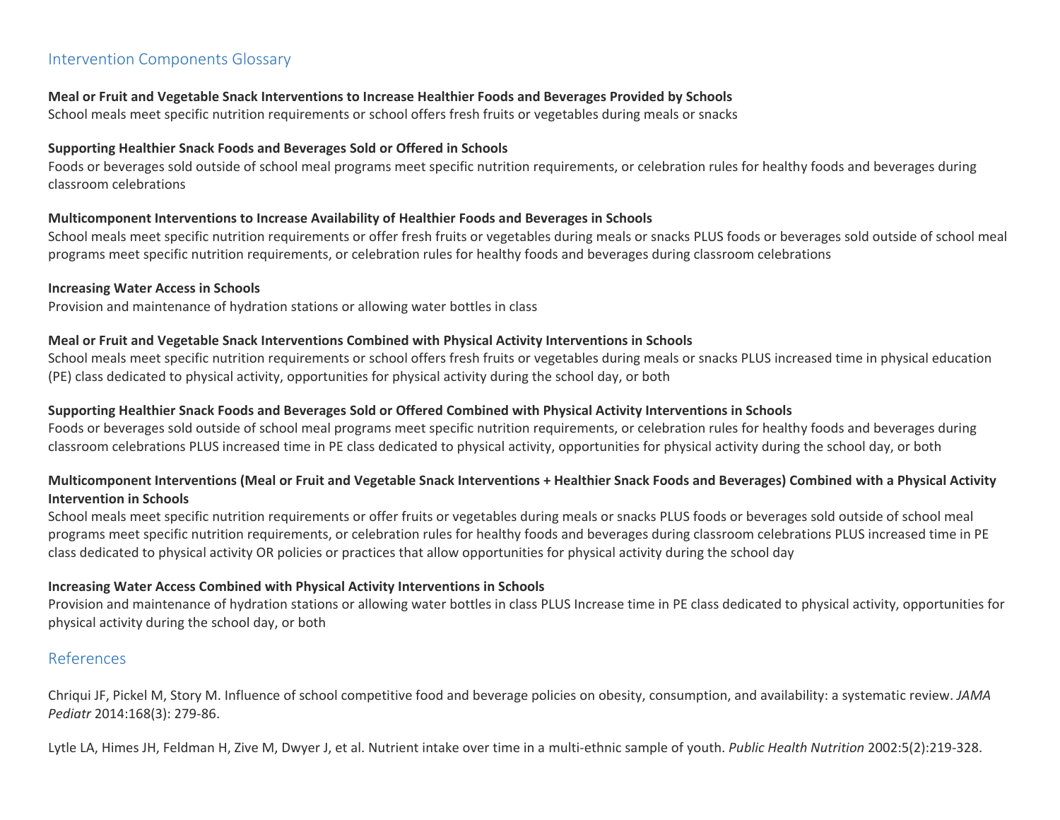## Intervention Components Glossary

**Meal or Fruit and Vegetable Snack Interventions to Increase Healthier Foods and Beverages Provided by Schools**
School meals meet specific nutrition requirements or school offers fresh fruits or vegetables during meals or snacks

**Supporting Healthier Snack Foods and Beverages Sold or Offered in Schools**
Foods or beverages sold outside of school meal programs meet specific nutrition requirements, or celebration rules for healthy foods and beverages during classroom celebrations

**Multicomponent Interventions to Increase Availability of Healthier Foods and Beverages in Schools**
School meals meet specific nutrition requirements or offer fresh fruits or vegetables during meals or snacks PLUS foods or beverages sold outside of school meal programs meet specific nutrition requirements, or celebration rules for healthy foods and beverages during classroom celebrations

**Increasing Water Access in Schools**
Provision and maintenance of hydration stations or allowing water bottles in class

**Meal or Fruit and Vegetable Snack Interventions Combined with Physical Activity Interventions in Schools**
School meals meet specific nutrition requirements or school offers fresh fruits or vegetables during meals or snacks PLUS increased time in physical education (PE) class dedicated to physical activity, opportunities for physical activity during the school day, or both

**Supporting Healthier Snack Foods and Beverages Sold or Offered Combined with Physical Activity Interventions in Schools**
Foods or beverages sold outside of school meal programs meet specific nutrition requirements, or celebration rules for healthy foods and beverages during classroom celebrations PLUS increased time in PE class dedicated to physical activity, opportunities for physical activity during the school day, or both

**Multicomponent Interventions (Meal or Fruit and Vegetable Snack Interventions + Healthier Snack Foods and Beverages) Combined with a Physical Activity Intervention in Schools**
School meals meet specific nutrition requirements or offer fruits or vegetables during meals or snacks PLUS foods or beverages sold outside of school meal programs meet specific nutrition requirements, or celebration rules for healthy foods and beverages during classroom celebrations PLUS increased time in PE class dedicated to physical activity OR policies or practices that allow opportunities for physical activity during the school day

**Increasing Water Access Combined with Physical Activity Interventions in Schools**
Provision and maintenance of hydration stations or allowing water bottles in class PLUS Increase time in PE class dedicated to physical activity, opportunities for physical activity during the school day, or both

## References

Chriqui JF, Pickel M, Story M. Influence of school competitive food and beverage policies on obesity, consumption, and availability: a systematic review. *JAMA Pediatr* 2014:168(3): 279-86.

Lytle LA, Himes JH, Feldman H, Zive M, Dwyer J, et al. Nutrient intake over time in a multi-ethnic sample of youth. *Public Health Nutrition* 2002:5(2):219-328.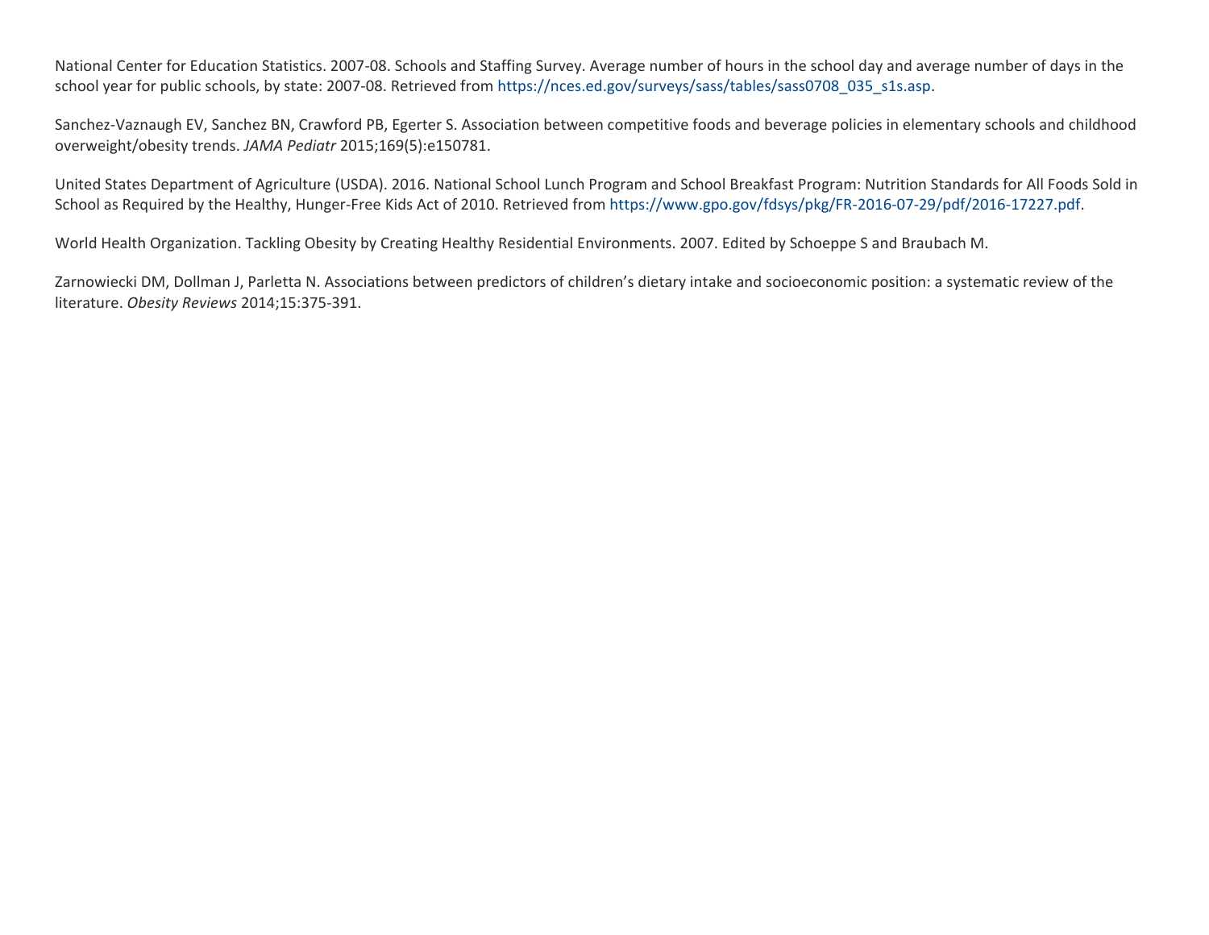National Center for Education Statistics. 2007-08. Schools and Staffing Survey. Average number of hours in the school day and average number of days in the school year for public schools, by state: 2007-08. Retrieved from https://nces.ed.gov/surveys/sass/tables/sass0708_035_s1s.asp.

Sanchez-Vaznaugh EV, Sanchez BN, Crawford PB, Egerter S. Association between competitive foods and beverage policies in elementary schools and childhood overweight/obesity trends. *JAMA Pediatr* 2015;169(5):e150781.

United States Department of Agriculture (USDA). 2016. National School Lunch Program and School Breakfast Program: Nutrition Standards for All Foods Sold in School as Required by the Healthy, Hunger-Free Kids Act of 2010. Retrieved from https://www.gpo.gov/fdsys/pkg/FR-2016-07-29/pdf/2016-17227.pdf.

World Health Organization. Tackling Obesity by Creating Healthy Residential Environments. 2007. Edited by Schoeppe S and Braubach M.

Zarnowiecki DM, Dollman J, Parletta N. Associations between predictors of children's dietary intake and socioeconomic position: a systematic review of the literature. *Obesity Reviews* 2014;15:375-391.